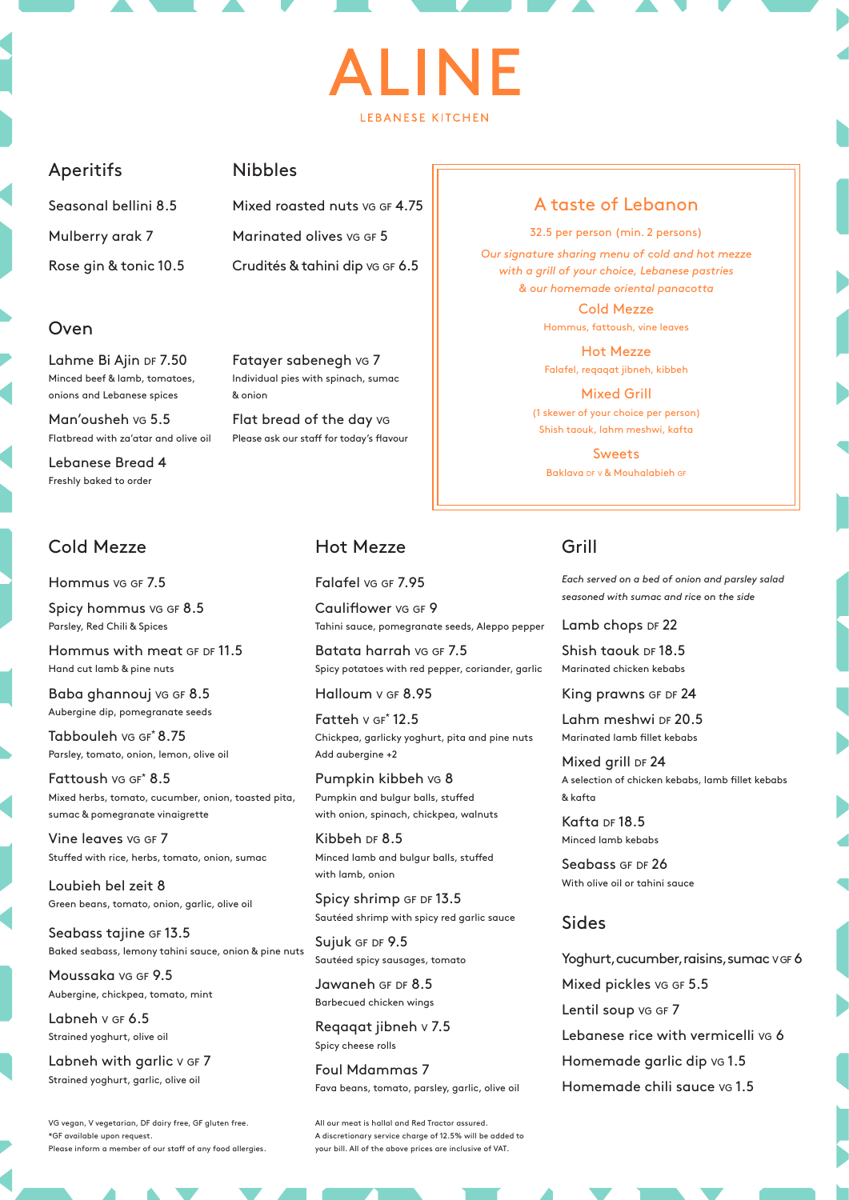# ALINE

LEBANESE KITCHEN

## Aperitifs

Seasonal bellini 8.5

Mulberry arak 7

Rose gin & tonic 10.5

## Nibbles

Mixed roasted nuts VG GF 4.75

Marinated olives VG GF 5

Crudités & tahini dip VG GF 6.5

## A taste of Lebanon

32.5 per person (min. 2 persons)

*Our signature sharing menu of cold and hot mezze with a grill of your choice, Lebanese pastries & our homemade oriental panacotta*

### Cold Mezze

Hommus, fattoush, vine leaves

### Hot Mezze

Falafel, reqaqat jibneh, kibbeh

### Mixed Grill

(1 skewer of your choice per person)
Shish taouk, lahm meshwi, kafta

### Sweets

Baklava DF V & Mouhalabieh GF

## Oven

Lahme Bi Ajin DF 7.50
Minced beef & lamb, tomatoes, onions and Lebanese spices

Man'ousheh VG 5.5
Flatbread with za'atar and olive oil

Lebanese Bread 4
Freshly baked to order

Fatayer sabenegh VG 7
Individual pies with spinach, sumac & onion

Flat bread of the day VG
Please ask our staff for today's flavour

## Cold Mezze

Hommus VG GF 7.5

Spicy hommus VG GF 8.5
Parsley, Red Chili & Spices

Hommus with meat GF DF 11.5
Hand cut lamb & pine nuts

Baba ghannouj VG GF 8.5
Aubergine dip, pomegranate seeds

Tabbouleh VG GF* 8.75
Parsley, tomato, onion, lemon, olive oil

Fattoush VG GF* 8.5
Mixed herbs, tomato, cucumber, onion, toasted pita, sumac & pomegranate vinaigrette

Vine leaves VG GF 7
Stuffed with rice, herbs, tomato, onion, sumac

Loubieh bel zeit 8
Green beans, tomato, onion, garlic, olive oil

Seabass tajine GF 13.5
Baked seabass, lemony tahini sauce, onion & pine nuts

Moussaka VG GF 9.5
Aubergine, chickpea, tomato, mint

Labneh V GF 6.5
Strained yoghurt, olive oil

Labneh with garlic V GF 7
Strained yoghurt, garlic, olive oil

VG vegan, V vegetarian, DF dairy free, GF gluten free.
*GF available upon request.
Please inform a member of our staff of any food allergies.

## Hot Mezze

Falafel VG GF 7.95

Cauliflower VG GF 9
Tahini sauce, pomegranate seeds, Aleppo pepper

Batata harrah VG GF 7.5
Spicy potatoes with red pepper, coriander, garlic

Halloum V GF 8.95

Fatteh V GF* 12.5
Chickpea, garlicky yoghurt, pita and pine nuts
Add aubergine +2

Pumpkin kibbeh VG 8
Pumpkin and bulgur balls, stuffed with onion, spinach, chickpea, walnuts

Kibbeh DF 8.5
Minced lamb and bulgur balls, stuffed with lamb, onion

Spicy shrimp GF DF 13.5
Sautéed shrimp with spicy red garlic sauce

Sujuk GF DF 9.5
Sautéed spicy sausages, tomato

Jawaneh GF DF 8.5
Barbecued chicken wings

Reqaqat jibneh V 7.5
Spicy cheese rolls

Foul Mdammas 7
Fava beans, tomato, parsley, garlic, olive oil

All our meat is hallal and Red Tractor assured.
A discretionary service charge of 12.5% will be added to your bill. All of the above prices are inclusive of VAT.

## Grill

*Each served on a bed of onion and parsley salad seasoned with sumac and rice on the side*

Lamb chops DF 22

Shish taouk DF 18.5
Marinated chicken kebabs

King prawns GF DF 24

Lahm meshwi DF 20.5
Marinated lamb fillet kebabs

Mixed grill DF 24
A selection of chicken kebabs, lamb fillet kebabs & kafta

Kafta DF 18.5
Minced lamb kebabs

Seabass GF DF 26
With olive oil or tahini sauce

## Sides

Yoghurt, cucumber, raisins, sumac V GF 6

Mixed pickles VG GF 5.5

Lentil soup VG GF 7

Lebanese rice with vermicelli VG 6

Homemade garlic dip VG 1.5

Homemade chili sauce VG 1.5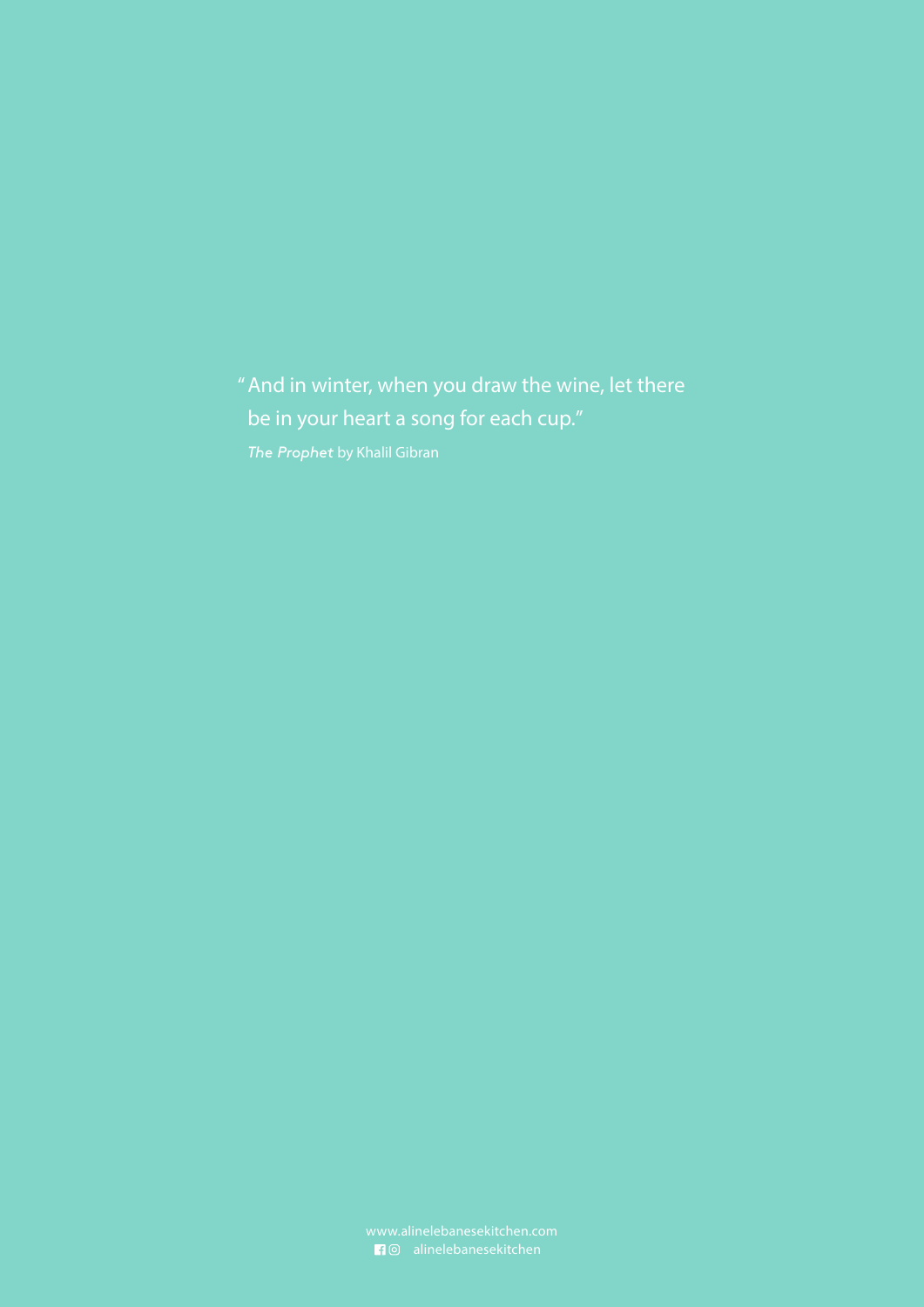" And in winter, when you draw the wine, let there be in your heart a song for each cup."

*The Prophet* by Khalil Gibran

www.alinelebanesekitchen.com

alinelebanesekitchen